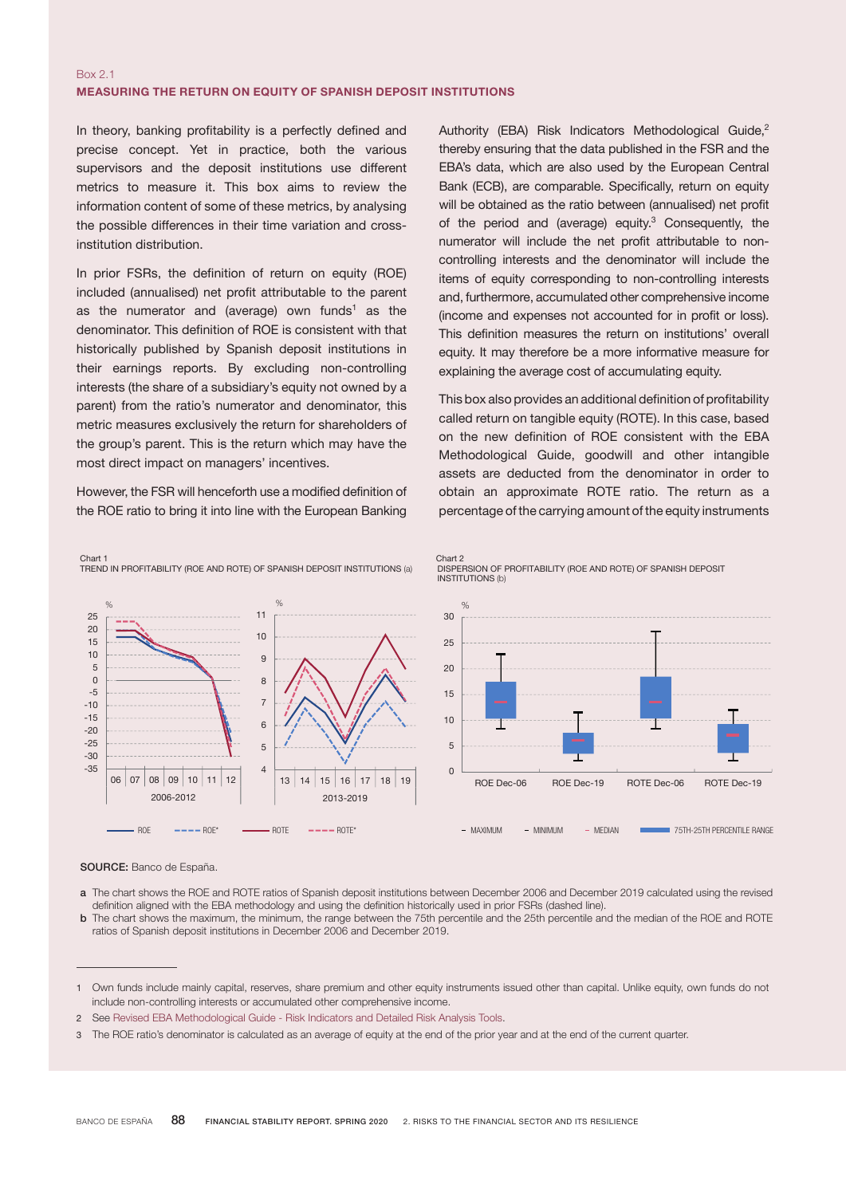Box 2.1

## MEASURING THE RETURN ON EQUITY OF SPANISH DEPOSIT INSTITUTIONS

In theory, banking profitability is a perfectly defined and precise concept. Yet in practice, both the various supervisors and the deposit institutions use different metrics to measure it. This box aims to review the information content of some of these metrics, by analysing the possible differences in their time variation and cross-institution distribution.

In prior FSRs, the definition of return on equity (ROE) included (annualised) net profit attributable to the parent as the numerator and (average) own funds[1] as the denominator. This definition of ROE is consistent with that historically published by Spanish deposit institutions in their earnings reports. By excluding non-controlling interests (the share of a subsidiary's equity not owned by a parent) from the ratio's numerator and denominator, this metric measures exclusively the return for shareholders of the group's parent. This is the return which may have the most direct impact on managers' incentives.

However, the FSR will henceforth use a modified definition of the ROE ratio to bring it into line with the European Banking Authority (EBA) Risk Indicators Methodological Guide,[2] thereby ensuring that the data published in the FSR and the EBA's data, which are also used by the European Central Bank (ECB), are comparable. Specifically, return on equity will be obtained as the ratio between (annualised) net profit of the period and (average) equity.[3] Consequently, the numerator will include the net profit attributable to non-controlling interests and the denominator will include the items of equity corresponding to non-controlling interests and, furthermore, accumulated other comprehensive income (income and expenses not accounted for in profit or loss). This definition measures the return on institutions' overall equity. It may therefore be a more informative measure for explaining the average cost of accumulating equity.

This box also provides an additional definition of profitability called return on tangible equity (ROTE). In this case, based on the new definition of ROE consistent with the EBA Methodological Guide, goodwill and other intangible assets are deducted from the denominator in order to obtain an approximate ROTE ratio. The return as a percentage of the carrying amount of the equity instruments

Chart 1
TREND IN PROFITABILITY (ROE AND ROTE) OF SPANISH DEPOSIT INSTITUTIONS (a)

Chart 2
DISPERSION OF PROFITABILITY (ROE AND ROTE) OF SPANISH DEPOSIT INSTITUTIONS (b)

**SOURCE:** Banco de España.

a The chart shows the ROE and ROTE ratios of Spanish deposit institutions between December 2006 and December 2019 calculated using the revised definition aligned with the EBA methodology and using the definition historically used in prior FSRs (dashed line).

b The chart shows the maximum, the minimum, the range between the 75th percentile and the 25th percentile and the median of the ROE and ROTE ratios of Spanish deposit institutions in December 2006 and December 2019.

1 Own funds include mainly capital, reserves, share premium and other equity instruments issued other than capital. Unlike equity, own funds do not include non-controlling interests or accumulated other comprehensive income.

2 See Revised EBA Methodological Guide - Risk Indicators and Detailed Risk Analysis Tools.

3 The ROE ratio's denominator is calculated as an average of equity at the end of the prior year and at the end of the current quarter.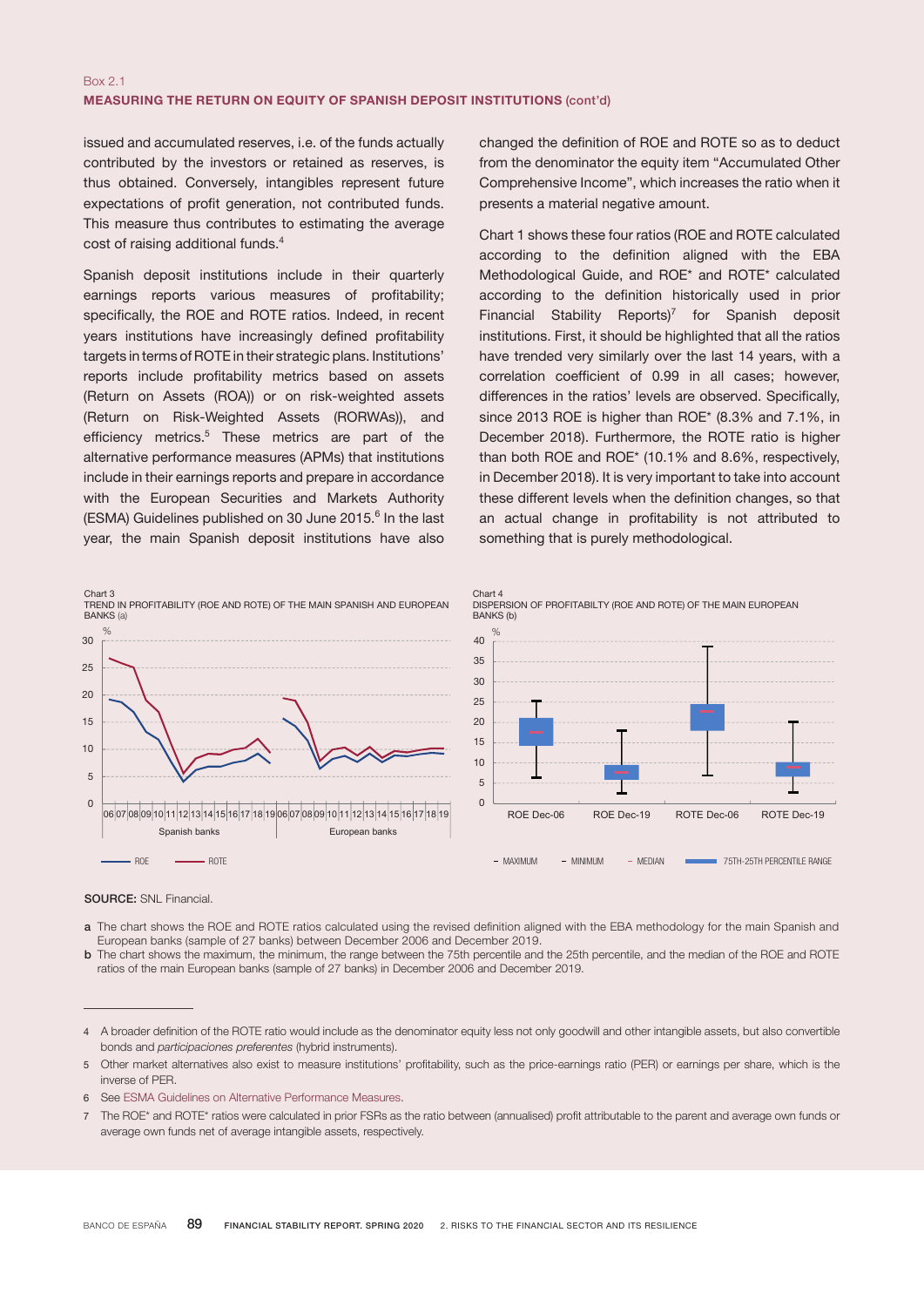Box 2.1

**MEASURING THE RETURN ON EQUITY OF SPANISH DEPOSIT INSTITUTIONS** (cont'd)

issued and accumulated reserves, i.e. of the funds actually contributed by the investors or retained as reserves, is thus obtained. Conversely, intangibles represent future expectations of profit generation, not contributed funds. This measure thus contributes to estimating the average cost of raising additional funds.[4]

Spanish deposit institutions include in their quarterly earnings reports various measures of profitability; specifically, the ROE and ROTE ratios. Indeed, in recent years institutions have increasingly defined profitability targets in terms of ROTE in their strategic plans. Institutions' reports include profitability metrics based on assets (Return on Assets (ROA)) or on risk-weighted assets (Return on Risk-Weighted Assets (RORWAs)), and efficiency metrics.[5] These metrics are part of the alternative performance measures (APMs) that institutions include in their earnings reports and prepare in accordance with the European Securities and Markets Authority (ESMA) Guidelines published on 30 June 2015.[6] In the last year, the main Spanish deposit institutions have also changed the definition of ROE and ROTE so as to deduct from the denominator the equity item "Accumulated Other Comprehensive Income", which increases the ratio when it presents a material negative amount.

Chart 1 shows these four ratios (ROE and ROTE calculated according to the definition aligned with the EBA Methodological Guide, and ROE* and ROTE* calculated according to the definition historically used in prior Financial Stability Reports)[7] for Spanish deposit institutions. First, it should be highlighted that all the ratios have trended very similarly over the last 14 years, with a correlation coefficient of 0.99 in all cases; however, differences in the ratios' levels are observed. Specifically, since 2013 ROE is higher than ROE* (8.3% and 7.1%, in December 2018). Furthermore, the ROTE ratio is higher than both ROE and ROE* (10.1% and 8.6%, respectively, in December 2018). It is very important to take into account these different levels when the definition changes, so that an actual change in profitability is not attributed to something that is purely methodological.

Chart 3
TREND IN PROFITABILITY (ROE AND ROTE) OF THE MAIN SPANISH AND EUROPEAN BANKS (a)

Chart 4
DISPERSION OF PROFITABILTY (ROE AND ROTE) OF THE MAIN EUROPEAN BANKS (b)

**SOURCE:** SNL Financial.

a The chart shows the ROE and ROTE ratios calculated using the revised definition aligned with the EBA methodology for the main Spanish and European banks (sample of 27 banks) between December 2006 and December 2019.

b The chart shows the maximum, the minimum, the range between the 75th percentile and the 25th percentile, and the median of the ROE and ROTE ratios of the main European banks (sample of 27 banks) in December 2006 and December 2019.

---

4 A broader definition of the ROTE ratio would include as the denominator equity less not only goodwill and other intangible assets, but also convertible bonds and *participaciones preferentes* (hybrid instruments).

5 Other market alternatives also exist to measure institutions' profitability, such as the price-earnings ratio (PER) or earnings per share, which is the inverse of PER.

6 See ESMA Guidelines on Alternative Performance Measures.

7 The ROE* and ROTE* ratios were calculated in prior FSRs as the ratio between (annualised) profit attributable to the parent and average own funds or average own funds net of average intangible assets, respectively.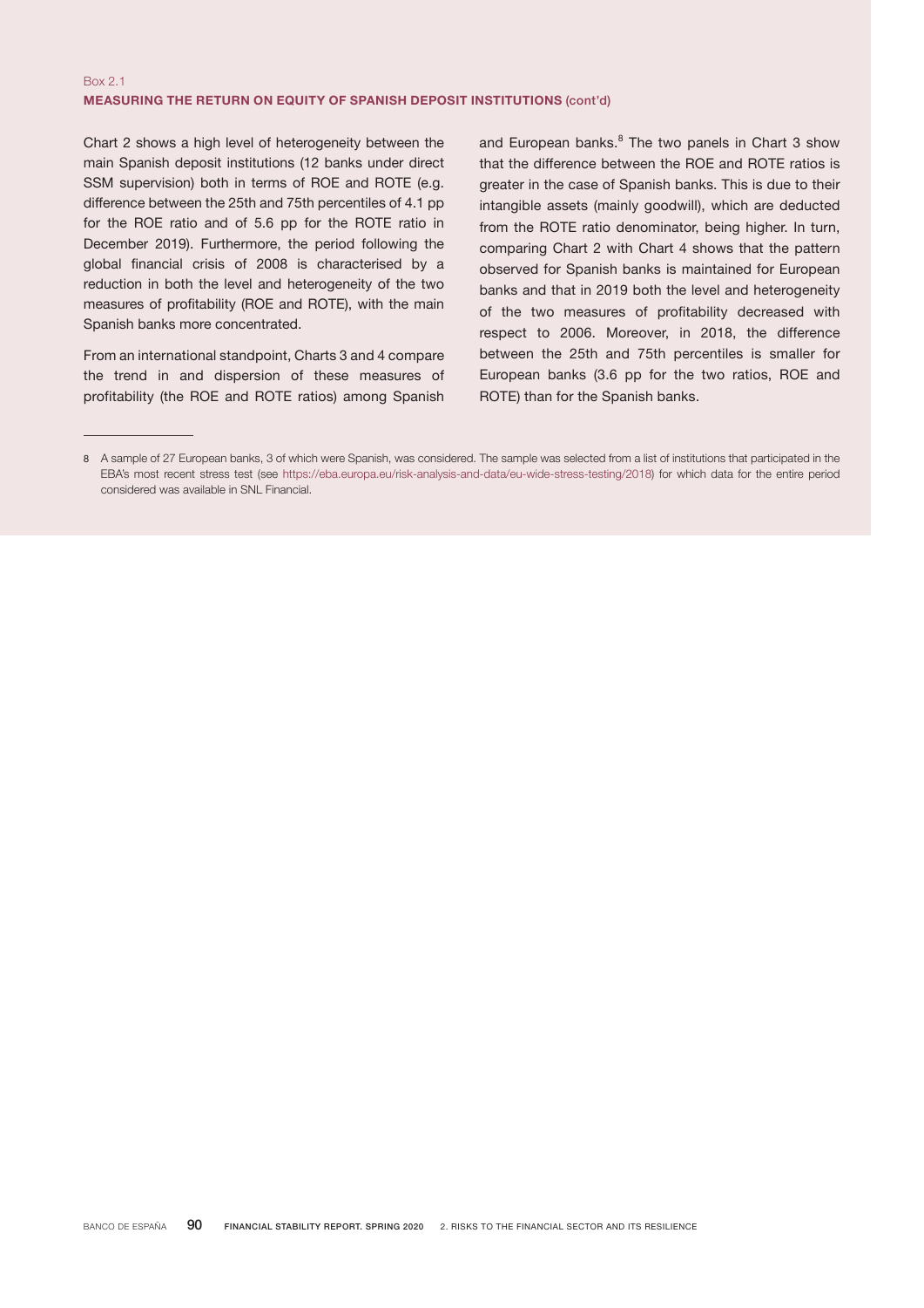Box 2.1

**MEASURING THE RETURN ON EQUITY OF SPANISH DEPOSIT INSTITUTIONS (cont'd)**

Chart 2 shows a high level of heterogeneity between the main Spanish deposit institutions (12 banks under direct SSM supervision) both in terms of ROE and ROTE (e.g. difference between the 25th and 75th percentiles of 4.1 pp for the ROE ratio and of 5.6 pp for the ROTE ratio in December 2019). Furthermore, the period following the global financial crisis of 2008 is characterised by a reduction in both the level and heterogeneity of the two measures of profitability (ROE and ROTE), with the main Spanish banks more concentrated.

From an international standpoint, Charts 3 and 4 compare the trend in and dispersion of these measures of profitability (the ROE and ROTE ratios) among Spanish and European banks.[8] The two panels in Chart 3 show that the difference between the ROE and ROTE ratios is greater in the case of Spanish banks. This is due to their intangible assets (mainly goodwill), which are deducted from the ROTE ratio denominator, being higher. In turn, comparing Chart 2 with Chart 4 shows that the pattern observed for Spanish banks is maintained for European banks and that in 2019 both the level and heterogeneity of the two measures of profitability decreased with respect to 2006. Moreover, in 2018, the difference between the 25th and 75th percentiles is smaller for European banks (3.6 pp for the two ratios, ROE and ROTE) than for the Spanish banks.

---

8 A sample of 27 European banks, 3 of which were Spanish, was considered. The sample was selected from a list of institutions that participated in the EBA's most recent stress test (see https://eba.europa.eu/risk-analysis-and-data/eu-wide-stress-testing/2018) for which data for the entire period considered was available in SNL Financial.